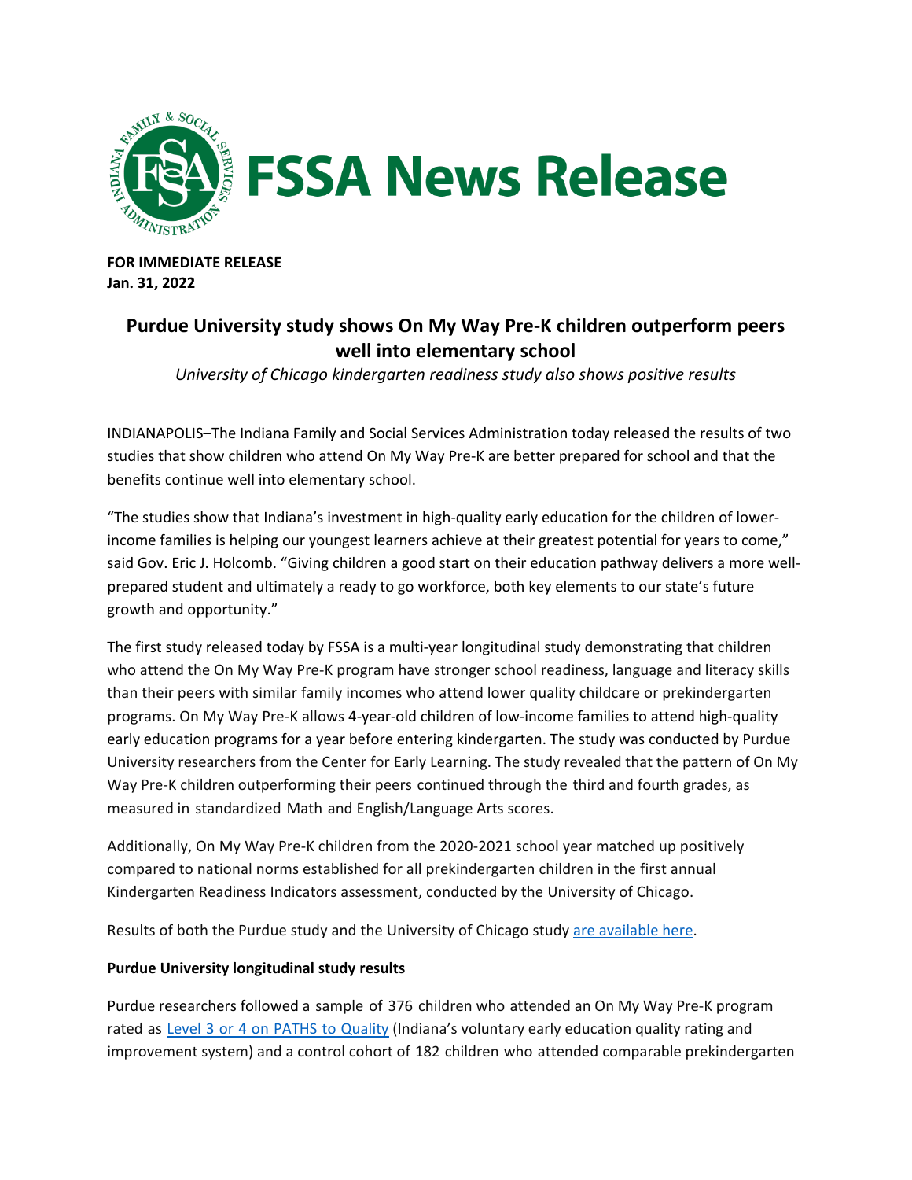# FSSA News Release

**FOR IMMEDIATE RELEASE**
**Jan. 31, 2022**

## Purdue University study shows On My Way Pre-K children outperform peers well into elementary school

*University of Chicago kindergarten readiness study also shows positive results*

INDIANAPOLIS–The Indiana Family and Social Services Administration today released the results of two studies that show children who attend On My Way Pre-K are better prepared for school and that the benefits continue well into elementary school.

"The studies show that Indiana's investment in high-quality early education for the children of lower-income families is helping our youngest learners achieve at their greatest potential for years to come," said Gov. Eric J. Holcomb. "Giving children a good start on their education pathway delivers a more well-prepared student and ultimately a ready to go workforce, both key elements to our state's future growth and opportunity."

The first study released today by FSSA is a multi-year longitudinal study demonstrating that children who attend the On My Way Pre-K program have stronger school readiness, language and literacy skills than their peers with similar family incomes who attend lower quality childcare or prekindergarten programs. On My Way Pre-K allows 4-year-old children of low-income families to attend high-quality early education programs for a year before entering kindergarten. The study was conducted by Purdue University researchers from the Center for Early Learning. The study revealed that the pattern of On My Way Pre-K children outperforming their peers continued through the third and fourth grades, as measured in standardized Math and English/Language Arts scores.

Additionally, On My Way Pre-K children from the 2020-2021 school year matched up positively compared to national norms established for all prekindergarten children in the first annual Kindergarten Readiness Indicators assessment, conducted by the University of Chicago.

Results of both the Purdue study and the University of Chicago study are available here.

**Purdue University longitudinal study results**

Purdue researchers followed a sample of 376 children who attended an On My Way Pre-K program rated as Level 3 or 4 on PATHS to Quality (Indiana's voluntary early education quality rating and improvement system) and a control cohort of 182 children who attended comparable prekindergarten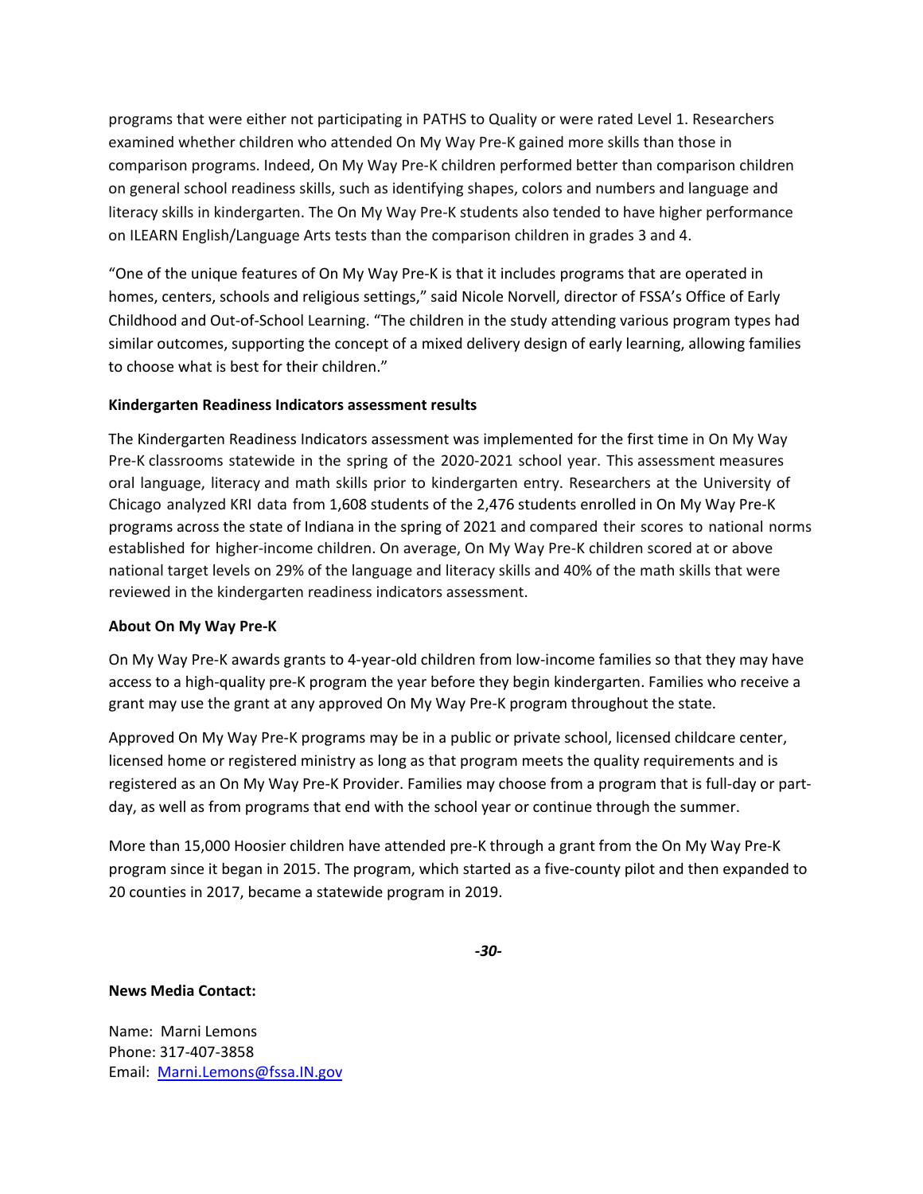programs that were either not participating in PATHS to Quality or were rated Level 1. Researchers examined whether children who attended On My Way Pre-K gained more skills than those in comparison programs. Indeed, On My Way Pre-K children performed better than comparison children on general school readiness skills, such as identifying shapes, colors and numbers and language and literacy skills in kindergarten. The On My Way Pre-K students also tended to have higher performance on ILEARN English/Language Arts tests than the comparison children in grades 3 and 4.

"One of the unique features of On My Way Pre-K is that it includes programs that are operated in homes, centers, schools and religious settings," said Nicole Norvell, director of FSSA's Office of Early Childhood and Out-of-School Learning. "The children in the study attending various program types had similar outcomes, supporting the concept of a mixed delivery design of early learning, allowing families to choose what is best for their children."

**Kindergarten Readiness Indicators assessment results**

The Kindergarten Readiness Indicators assessment was implemented for the first time in On My Way Pre-K classrooms statewide in the spring of the 2020-2021 school year. This assessment measures oral language, literacy and math skills prior to kindergarten entry. Researchers at the University of Chicago analyzed KRI data from 1,608 students of the 2,476 students enrolled in On My Way Pre-K programs across the state of Indiana in the spring of 2021 and compared their scores to national norms established for higher-income children. On average, On My Way Pre-K children scored at or above national target levels on 29% of the language and literacy skills and 40% of the math skills that were reviewed in the kindergarten readiness indicators assessment.

**About On My Way Pre-K**

On My Way Pre-K awards grants to 4-year-old children from low-income families so that they may have access to a high-quality pre-K program the year before they begin kindergarten. Families who receive a grant may use the grant at any approved On My Way Pre-K program throughout the state.

Approved On My Way Pre-K programs may be in a public or private school, licensed childcare center, licensed home or registered ministry as long as that program meets the quality requirements and is registered as an On My Way Pre-K Provider. Families may choose from a program that is full-day or part-day, as well as from programs that end with the school year or continue through the summer.

More than 15,000 Hoosier children have attended pre-K through a grant from the On My Way Pre-K program since it began in 2015. The program, which started as a five-county pilot and then expanded to 20 counties in 2017, became a statewide program in 2019.

***-30-***

**News Media Contact:**

Name: Marni Lemons
Phone: 317-407-3858
Email: Marni.Lemons@fssa.IN.gov